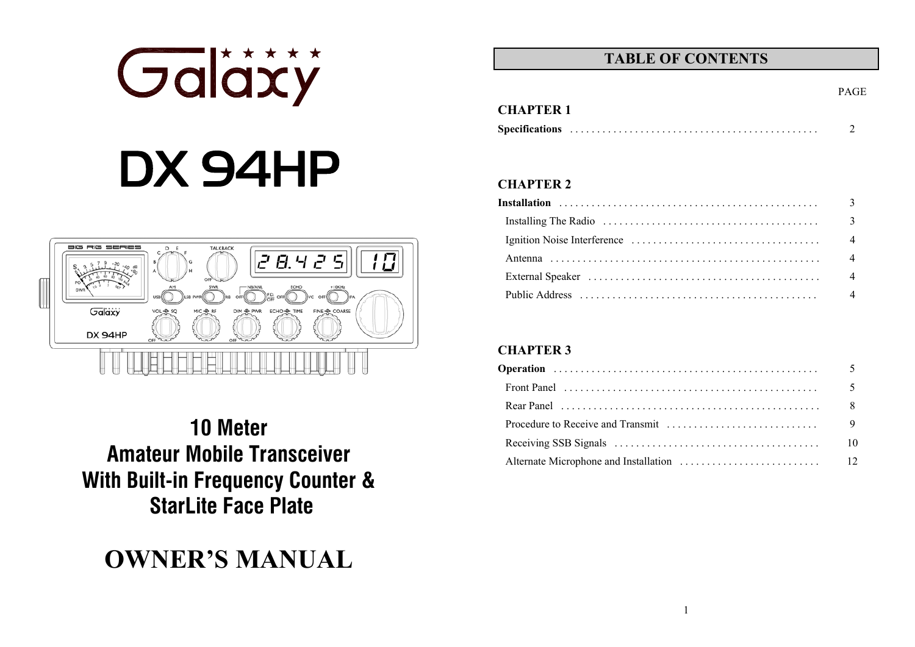# Galaxy

# DX 94HP

**10 Meter**
**Amateur Mobile Transceiver**
**With Built-in Frequency Counter &**
**StarLite Face Plate**

# OWNER'S MANUAL

## TABLE OF CONTENTS

| | PAGE |
|---|---|
| **CHAPTER 1** | |
| **Specifications** | 2 |
| **CHAPTER 2** | |
| **Installation** | 3 |
| Installing The Radio | 3 |
| Ignition Noise Interference | 4 |
| Antenna | 4 |
| External Speaker | 4 |
| Public Address | 4 |
| **CHAPTER 3** | |
| **Operation** | 5 |
| Front Panel | 5 |
| Rear Panel | 8 |
| Procedure to Receive and Transmit | 9 |
| Receiving SSB Signals | 10 |
| Alternate Microphone and Installation | 12 |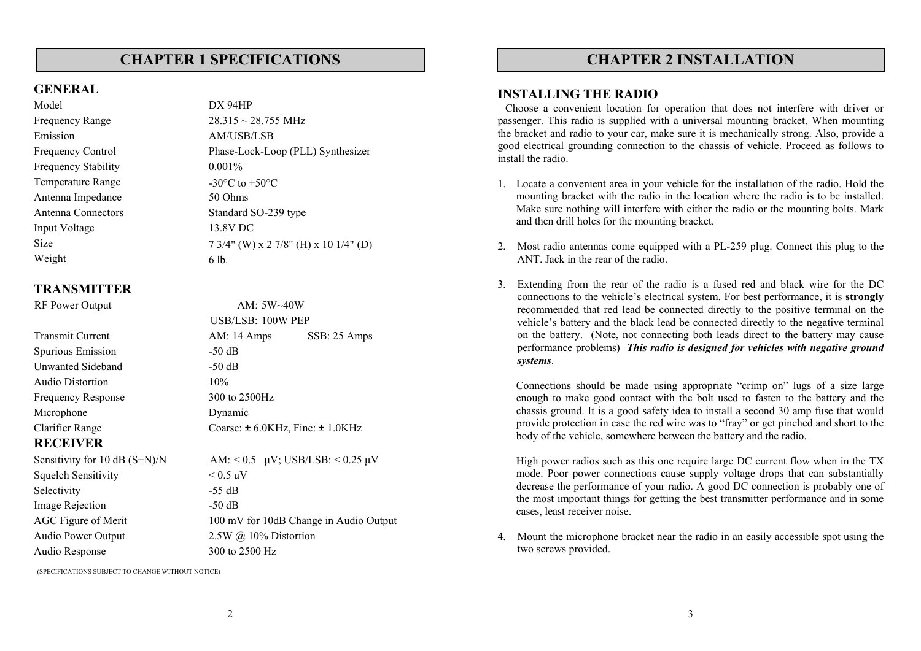# CHAPTER 1 SPECIFICATIONS

## GENERAL

| | |
|---|---|
| Model | DX 94HP |
| Frequency Range | 28.315 ~ 28.755 MHz |
| Emission | AM/USB/LSB |
| Frequency Control | Phase-Lock-Loop (PLL) Synthesizer |
| Frequency Stability | 0.001% |
| Temperature Range | -30°C to +50°C |
| Antenna Impedance | 50 Ohms |
| Antenna Connectors | Standard SO-239 type |
| Input Voltage | 13.8V DC |
| Size | 7 3/4" (W) x 2 7/8" (H) x 10 1/4" (D) |
| Weight | 6 lb. |

## TRANSMITTER

| | |
|---|---|
| RF Power Output | AM: 5W~40W<br>USB/LSB: 100W PEP |
| Transmit Current | AM: 14 Amps SSB: 25 Amps |
| Spurious Emission | -50 dB |
| Unwanted Sideband | -50 dB |
| Audio Distortion | 10% |
| Frequency Response | 300 to 2500Hz |
| Microphone | Dynamic |
| Clarifier Range | Coarse: ± 6.0KHz, Fine: ± 1.0KHz |

## RECEIVER

| | |
|---|---|
| Sensitivity for 10 dB (S+N)/N | AM: < 0.5 µV; USB/LSB: < 0.25 µV |
| Squelch Sensitivity | < 0.5 uV |
| Selectivity | -55 dB |
| Image Rejection | -50 dB |
| AGC Figure of Merit | 100 mV for 10dB Change in Audio Output |
| Audio Power Output | 2.5W @ 10% Distortion |
| Audio Response | 300 to 2500 Hz |

(SPECIFICATIONS SUBJECT TO CHANGE WITHOUT NOTICE)

# CHAPTER 2 INSTALLATION

## INSTALLING THE RADIO

Choose a convenient location for operation that does not interfere with driver or passenger. This radio is supplied with a universal mounting bracket. When mounting the bracket and radio to your car, make sure it is mechanically strong. Also, provide a good electrical grounding connection to the chassis of vehicle. Proceed as follows to install the radio.

1. Locate a convenient area in your vehicle for the installation of the radio. Hold the mounting bracket with the radio in the location where the radio is to be installed. Make sure nothing will interfere with either the radio or the mounting bolts. Mark and then drill holes for the mounting bracket.

2. Most radio antennas come equipped with a PL-259 plug. Connect this plug to the ANT. Jack in the rear of the radio.

3. Extending from the rear of the radio is a fused red and black wire for the DC connections to the vehicle's electrical system. For best performance, it is **strongly** recommended that red lead be connected directly to the positive terminal on the vehicle's battery and the black lead be connected directly to the negative terminal on the battery. (Note, not connecting both leads direct to the battery may cause performance problems) ***This radio is designed for vehicles with negative ground systems***.

   Connections should be made using appropriate "crimp on" lugs of a size large enough to make good contact with the bolt used to fasten to the battery and the chassis ground. It is a good safety idea to install a second 30 amp fuse that would provide protection in case the red wire was to "fray" or get pinched and short to the body of the vehicle, somewhere between the battery and the radio.

   High power radios such as this one require large DC current flow when in the TX mode. Poor power connections cause supply voltage drops that can substantially decrease the performance of your radio. A good DC connection is probably one of the most important things for getting the best transmitter performance and in some cases, least receiver noise.

4. Mount the microphone bracket near the radio in an easily accessible spot using the two screws provided.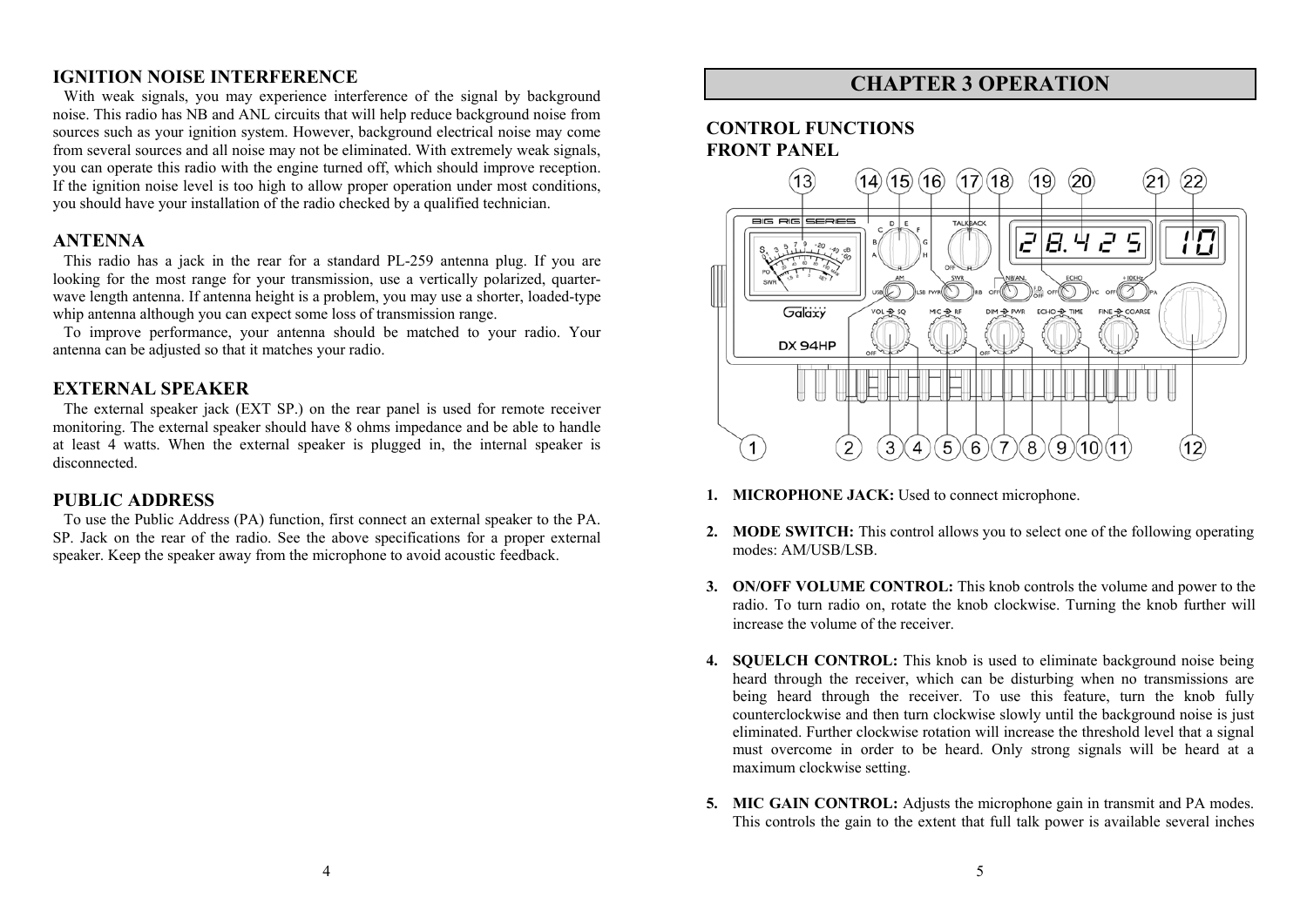## IGNITION NOISE INTERFERENCE

With weak signals, you may experience interference of the signal by background noise. This radio has NB and ANL circuits that will help reduce background noise from sources such as your ignition system. However, background electrical noise may come from several sources and all noise may not be eliminated. With extremely weak signals, you can operate this radio with the engine turned off, which should improve reception. If the ignition noise level is too high to allow proper operation under most conditions, you should have your installation of the radio checked by a qualified technician.

## ANTENNA

This radio has a jack in the rear for a standard PL-259 antenna plug. If you are looking for the most range for your transmission, use a vertically polarized, quarter-wave length antenna. If antenna height is a problem, you may use a shorter, loaded-type whip antenna although you can expect some loss of transmission range.

To improve performance, your antenna should be matched to your radio. Your antenna can be adjusted so that it matches your radio.

## EXTERNAL SPEAKER

The external speaker jack (EXT SP.) on the rear panel is used for remote receiver monitoring. The external speaker should have 8 ohms impedance and be able to handle at least 4 watts. When the external speaker is plugged in, the internal speaker is disconnected.

## PUBLIC ADDRESS

To use the Public Address (PA) function, first connect an external speaker to the PA. SP. Jack on the rear of the radio. See the above specifications for a proper external speaker. Keep the speaker away from the microphone to avoid acoustic feedback.

# CHAPTER 3 OPERATION

## CONTROL FUNCTIONS
## FRONT PANEL

1. **MICROPHONE JACK:** Used to connect microphone.

2. **MODE SWITCH:** This control allows you to select one of the following operating modes: AM/USB/LSB.

3. **ON/OFF VOLUME CONTROL:** This knob controls the volume and power to the radio. To turn radio on, rotate the knob clockwise. Turning the knob further will increase the volume of the receiver.

4. **SQUELCH CONTROL:** This knob is used to eliminate background noise being heard through the receiver, which can be disturbing when no transmissions are being heard through the receiver. To use this feature, turn the knob fully counterclockwise and then turn clockwise slowly until the background noise is just eliminated. Further clockwise rotation will increase the threshold level that a signal must overcome in order to be heard. Only strong signals will be heard at a maximum clockwise setting.

5. **MIC GAIN CONTROL:** Adjusts the microphone gain in transmit and PA modes. This controls the gain to the extent that full talk power is available several inches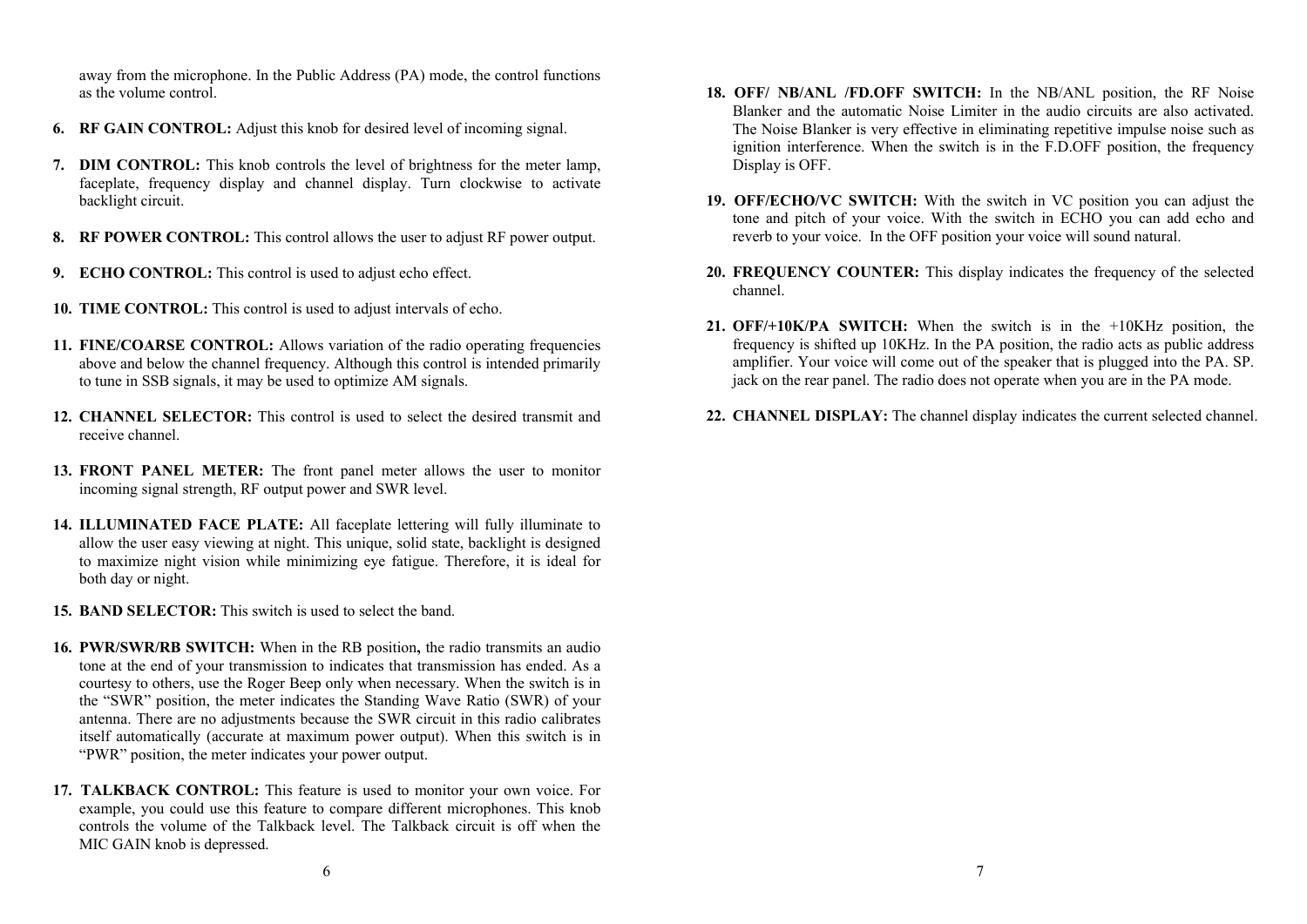away from the microphone. In the Public Address (PA) mode, the control functions as the volume control.

6. **RF GAIN CONTROL:** Adjust this knob for desired level of incoming signal.

7. **DIM CONTROL:** This knob controls the level of brightness for the meter lamp, faceplate, frequency display and channel display. Turn clockwise to activate backlight circuit.

8. **RF POWER CONTROL:** This control allows the user to adjust RF power output.

9. **ECHO CONTROL:** This control is used to adjust echo effect.

10. **TIME CONTROL:** This control is used to adjust intervals of echo.

11. **FINE/COARSE CONTROL:** Allows variation of the radio operating frequencies above and below the channel frequency. Although this control is intended primarily to tune in SSB signals, it may be used to optimize AM signals.

12. **CHANNEL SELECTOR:** This control is used to select the desired transmit and receive channel.

13. **FRONT PANEL METER:** The front panel meter allows the user to monitor incoming signal strength, RF output power and SWR level.

14. **ILLUMINATED FACE PLATE:** All faceplate lettering will fully illuminate to allow the user easy viewing at night. This unique, solid state, backlight is designed to maximize night vision while minimizing eye fatigue. Therefore, it is ideal for both day or night.

15. **BAND SELECTOR:** This switch is used to select the band.

16. **PWR/SWR/RB SWITCH:** When in the RB position**,** the radio transmits an audio tone at the end of your transmission to indicates that transmission has ended. As a courtesy to others, use the Roger Beep only when necessary. When the switch is in the "SWR" position, the meter indicates the Standing Wave Ratio (SWR) of your antenna. There are no adjustments because the SWR circuit in this radio calibrates itself automatically (accurate at maximum power output). When this switch is in "PWR" position, the meter indicates your power output.

17. **TALKBACK CONTROL:** This feature is used to monitor your own voice. For example, you could use this feature to compare different microphones. This knob controls the volume of the Talkback level. The Talkback circuit is off when the MIC GAIN knob is depressed.

18. **OFF/ NB/ANL /FD.OFF SWITCH:** In the NB/ANL position, the RF Noise Blanker and the automatic Noise Limiter in the audio circuits are also activated. The Noise Blanker is very effective in eliminating repetitive impulse noise such as ignition interference. When the switch is in the F.D.OFF position, the frequency Display is OFF.

19. **OFF/ECHO/VC SWITCH:** With the switch in VC position you can adjust the tone and pitch of your voice. With the switch in ECHO you can add echo and reverb to your voice. In the OFF position your voice will sound natural.

20. **FREQUENCY COUNTER:** This display indicates the frequency of the selected channel.

21. **OFF/+10K/PA SWITCH:** When the switch is in the +10KHz position, the frequency is shifted up 10KHz. In the PA position, the radio acts as public address amplifier. Your voice will come out of the speaker that is plugged into the PA. SP. jack on the rear panel. The radio does not operate when you are in the PA mode.

22. **CHANNEL DISPLAY:** The channel display indicates the current selected channel.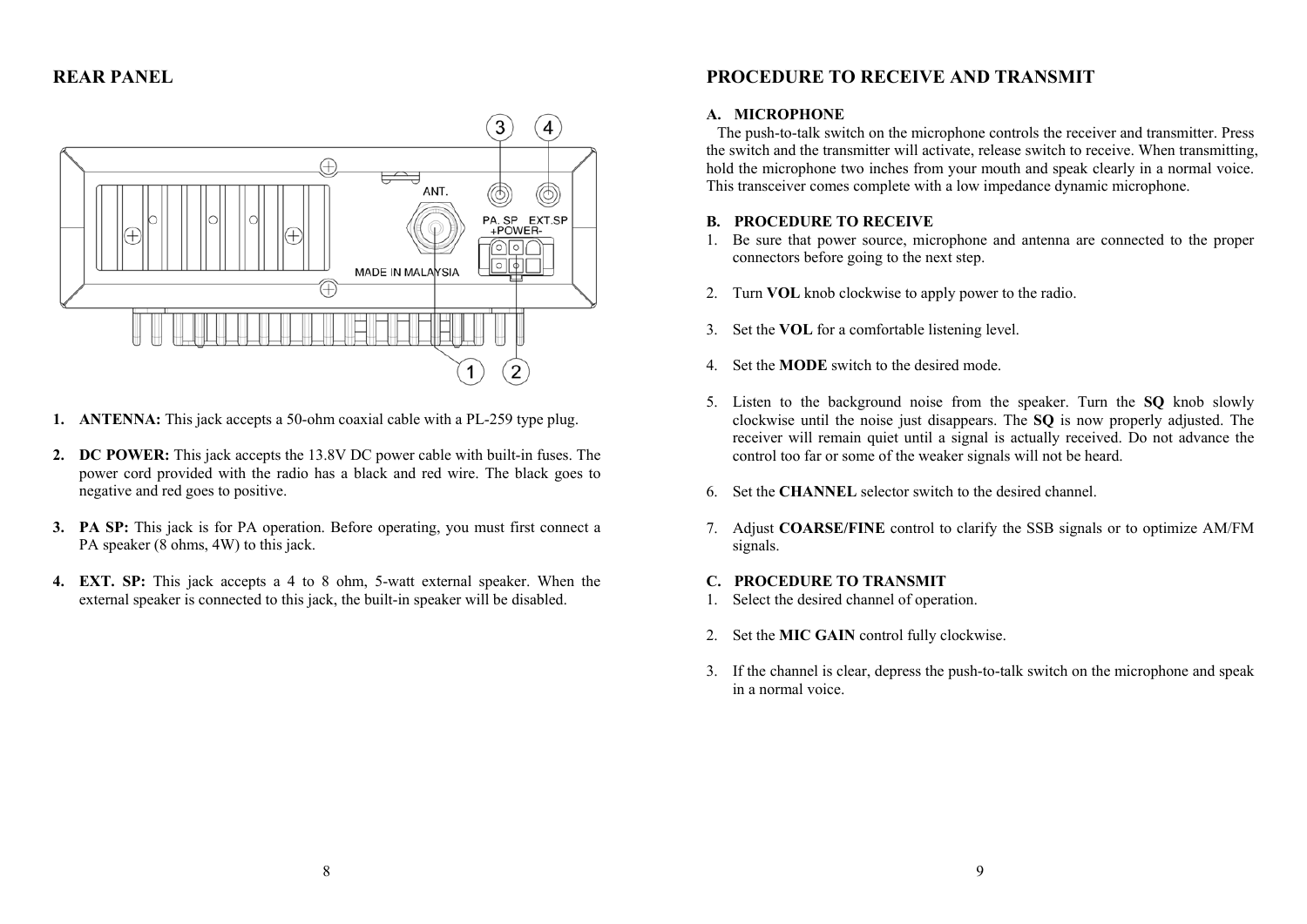## REAR PANEL

1. **ANTENNA:** This jack accepts a 50-ohm coaxial cable with a PL-259 type plug.

2. **DC POWER:** This jack accepts the 13.8V DC power cable with built-in fuses. The power cord provided with the radio has a black and red wire. The black goes to negative and red goes to positive.

3. **PA SP:** This jack is for PA operation. Before operating, you must first connect a PA speaker (8 ohms, 4W) to this jack.

4. **EXT. SP:** This jack accepts a 4 to 8 ohm, 5-watt external speaker. When the external speaker is connected to this jack, the built-in speaker will be disabled.

## PROCEDURE TO RECEIVE AND TRANSMIT

### A. MICROPHONE

The push-to-talk switch on the microphone controls the receiver and transmitter. Press the switch and the transmitter will activate, release switch to receive. When transmitting, hold the microphone two inches from your mouth and speak clearly in a normal voice. This transceiver comes complete with a low impedance dynamic microphone.

### B. PROCEDURE TO RECEIVE

1. Be sure that power source, microphone and antenna are connected to the proper connectors before going to the next step.

2. Turn **VOL** knob clockwise to apply power to the radio.

3. Set the **VOL** for a comfortable listening level.

4. Set the **MODE** switch to the desired mode.

5. Listen to the background noise from the speaker. Turn the **SQ** knob slowly clockwise until the noise just disappears. The **SQ** is now properly adjusted. The receiver will remain quiet until a signal is actually received. Do not advance the control too far or some of the weaker signals will not be heard.

6. Set the **CHANNEL** selector switch to the desired channel.

7. Adjust **COARSE/FINE** control to clarify the SSB signals or to optimize AM/FM signals.

### C. PROCEDURE TO TRANSMIT

1. Select the desired channel of operation.

2. Set the **MIC GAIN** control fully clockwise.

3. If the channel is clear, depress the push-to-talk switch on the microphone and speak in a normal voice.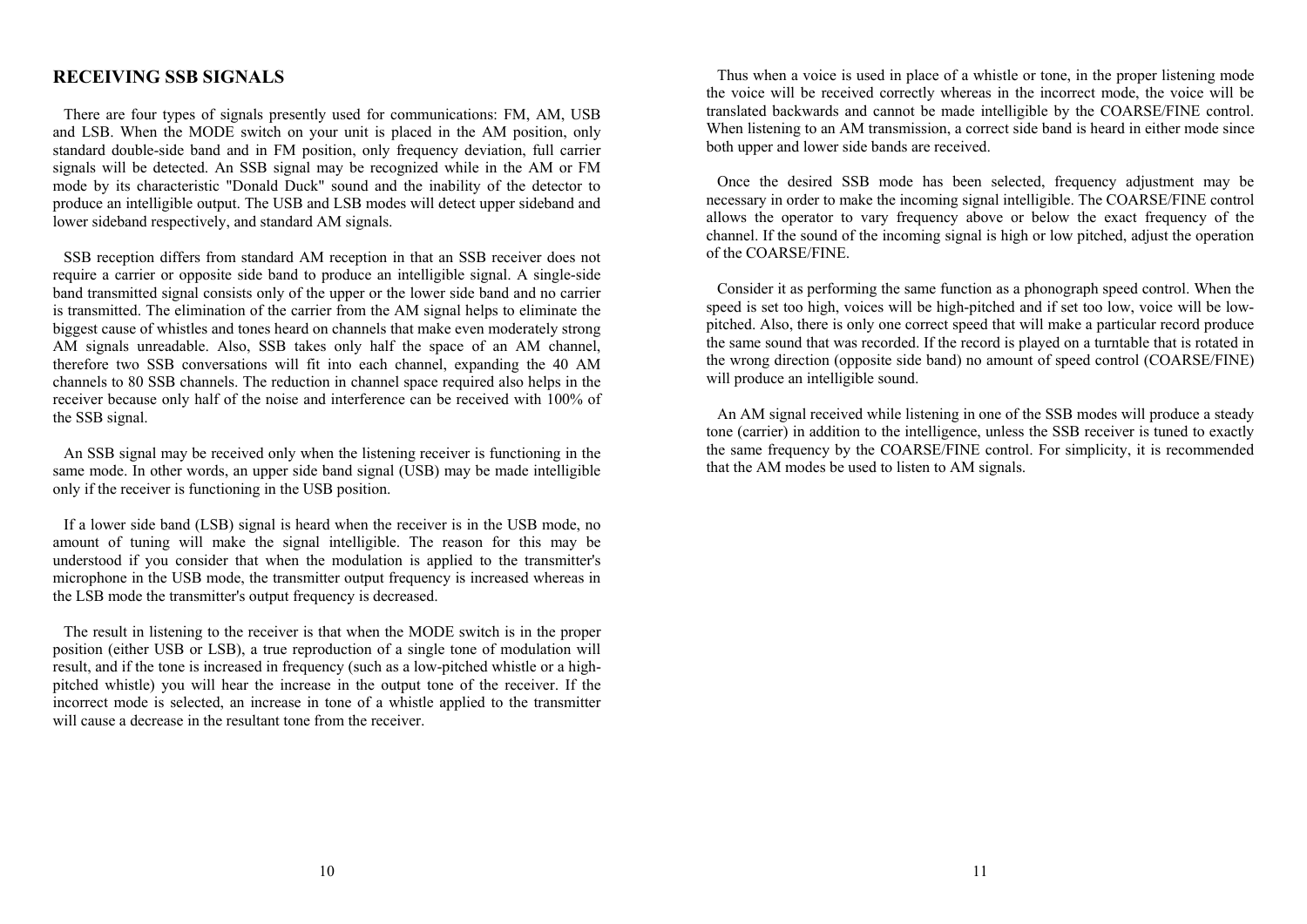## RECEIVING SSB SIGNALS

There are four types of signals presently used for communications: FM, AM, USB and LSB. When the MODE switch on your unit is placed in the AM position, only standard double-side band and in FM position, only frequency deviation, full carrier signals will be detected. An SSB signal may be recognized while in the AM or FM mode by its characteristic "Donald Duck" sound and the inability of the detector to produce an intelligible output. The USB and LSB modes will detect upper sideband and lower sideband respectively, and standard AM signals.

SSB reception differs from standard AM reception in that an SSB receiver does not require a carrier or opposite side band to produce an intelligible signal. A single-side band transmitted signal consists only of the upper or the lower side band and no carrier is transmitted. The elimination of the carrier from the AM signal helps to eliminate the biggest cause of whistles and tones heard on channels that make even moderately strong AM signals unreadable. Also, SSB takes only half the space of an AM channel, therefore two SSB conversations will fit into each channel, expanding the 40 AM channels to 80 SSB channels. The reduction in channel space required also helps in the receiver because only half of the noise and interference can be received with 100% of the SSB signal.

An SSB signal may be received only when the listening receiver is functioning in the same mode. In other words, an upper side band signal (USB) may be made intelligible only if the receiver is functioning in the USB position.

If a lower side band (LSB) signal is heard when the receiver is in the USB mode, no amount of tuning will make the signal intelligible. The reason for this may be understood if you consider that when the modulation is applied to the transmitter's microphone in the USB mode, the transmitter output frequency is increased whereas in the LSB mode the transmitter's output frequency is decreased.

The result in listening to the receiver is that when the MODE switch is in the proper position (either USB or LSB), a true reproduction of a single tone of modulation will result, and if the tone is increased in frequency (such as a low-pitched whistle or a high-pitched whistle) you will hear the increase in the output tone of the receiver. If the incorrect mode is selected, an increase in tone of a whistle applied to the transmitter will cause a decrease in the resultant tone from the receiver.

Thus when a voice is used in place of a whistle or tone, in the proper listening mode the voice will be received correctly whereas in the incorrect mode, the voice will be translated backwards and cannot be made intelligible by the COARSE/FINE control. When listening to an AM transmission, a correct side band is heard in either mode since both upper and lower side bands are received.

Once the desired SSB mode has been selected, frequency adjustment may be necessary in order to make the incoming signal intelligible. The COARSE/FINE control allows the operator to vary frequency above or below the exact frequency of the channel. If the sound of the incoming signal is high or low pitched, adjust the operation of the COARSE/FINE.

Consider it as performing the same function as a phonograph speed control. When the speed is set too high, voices will be high-pitched and if set too low, voice will be low-pitched. Also, there is only one correct speed that will make a particular record produce the same sound that was recorded. If the record is played on a turntable that is rotated in the wrong direction (opposite side band) no amount of speed control (COARSE/FINE) will produce an intelligible sound.

An AM signal received while listening in one of the SSB modes will produce a steady tone (carrier) in addition to the intelligence, unless the SSB receiver is tuned to exactly the same frequency by the COARSE/FINE control. For simplicity, it is recommended that the AM modes be used to listen to AM signals.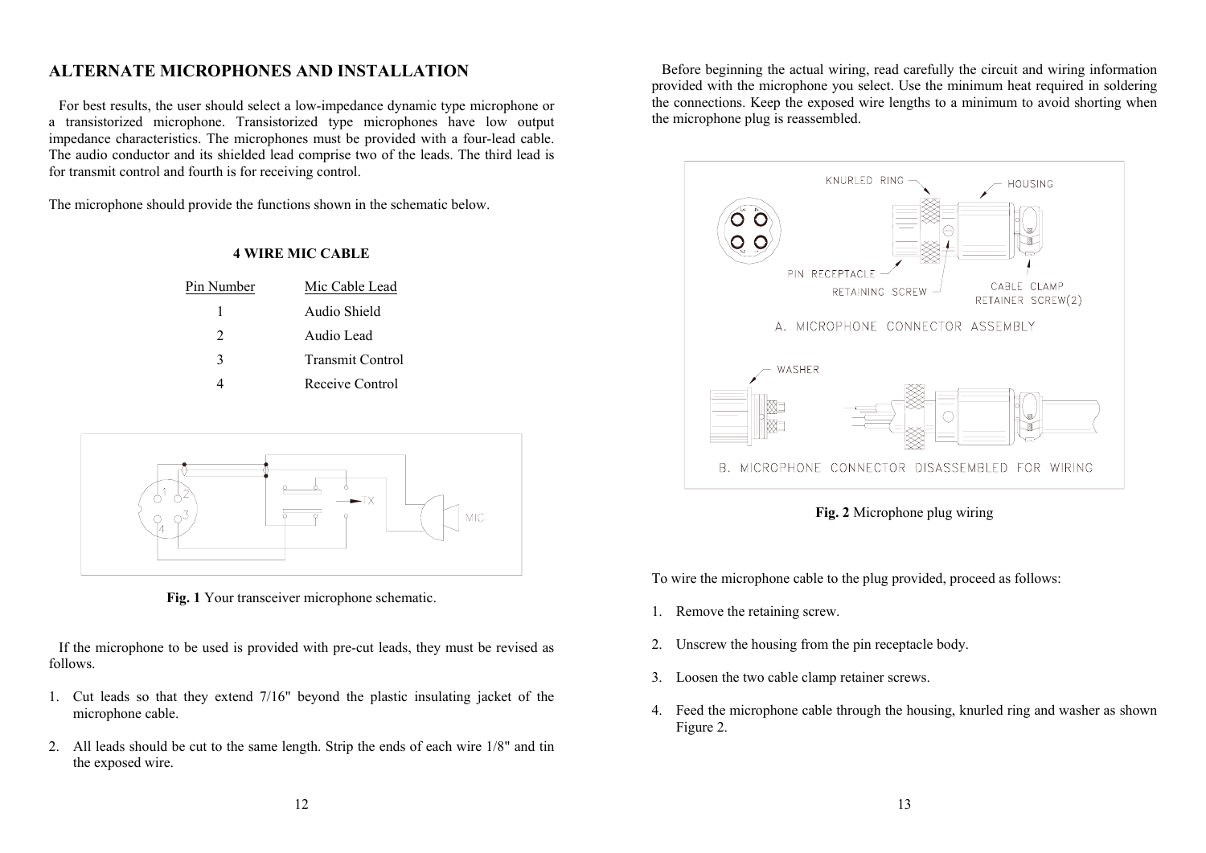## ALTERNATE MICROPHONES AND INSTALLATION

For best results, the user should select a low-impedance dynamic type microphone or a transistorized microphone. Transistorized type microphones have low output impedance characteristics. The microphones must be provided with a four-lead cable. The audio conductor and its shielded lead comprise two of the leads. The third lead is for transmit control and fourth is for receiving control.

The microphone should provide the functions shown in the schematic below.

**4 WIRE MIC CABLE**

| Pin Number | Mic Cable Lead |
|---|---|
| 1 | Audio Shield |
| 2 | Audio Lead |
| 3 | Transmit Control |
| 4 | Receive Control |

**Fig. 1** Your transceiver microphone schematic.

If the microphone to be used is provided with pre-cut leads, they must be revised as follows.

1. Cut leads so that they extend 7/16" beyond the plastic insulating jacket of the microphone cable.
2. All leads should be cut to the same length. Strip the ends of each wire 1/8" and tin the exposed wire.

Before beginning the actual wiring, read carefully the circuit and wiring information provided with the microphone you select. Use the minimum heat required in soldering the connections. Keep the exposed wire lengths to a minimum to avoid shorting when the microphone plug is reassembled.

**Fig. 2** Microphone plug wiring

To wire the microphone cable to the plug provided, proceed as follows:

1. Remove the retaining screw.
2. Unscrew the housing from the pin receptacle body.
3. Loosen the two cable clamp retainer screws.
4. Feed the microphone cable through the housing, knurled ring and washer as shown Figure 2.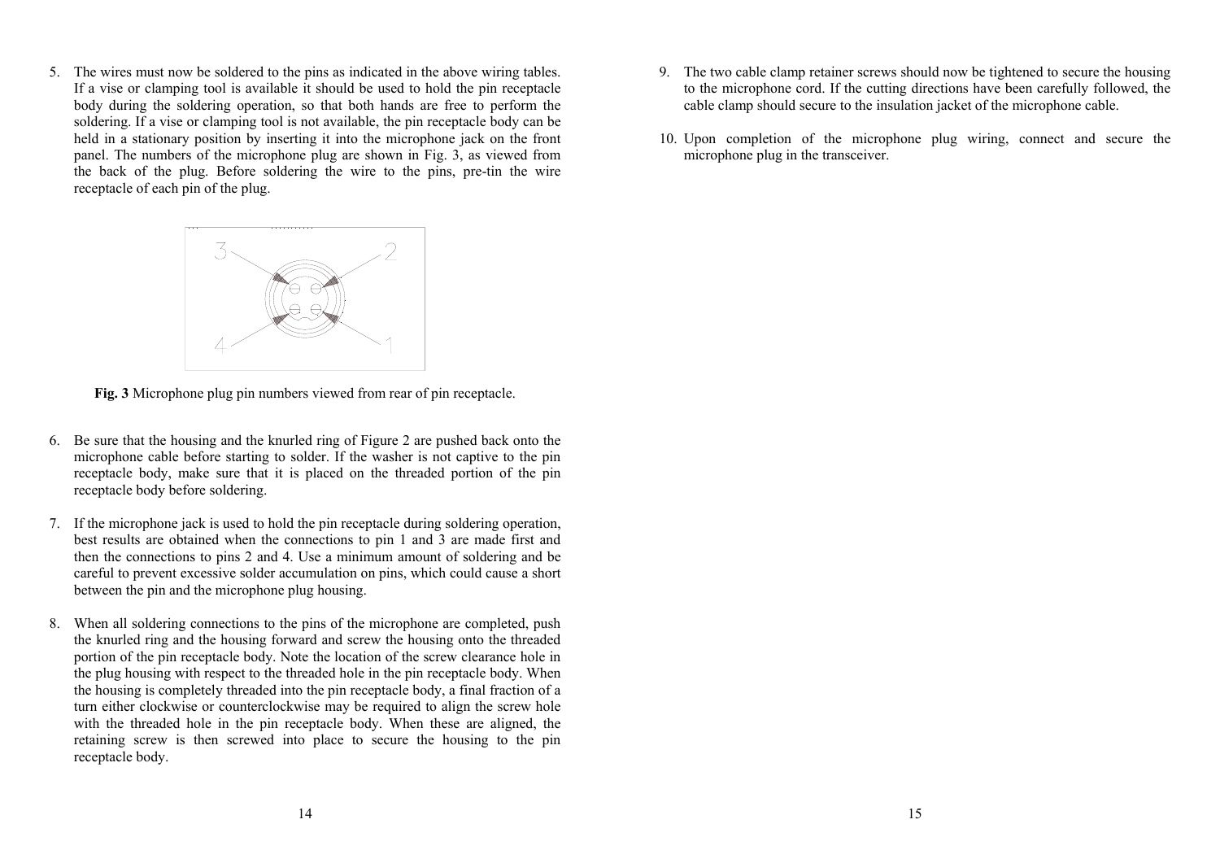5. The wires must now be soldered to the pins as indicated in the above wiring tables. If a vise or clamping tool is available it should be used to hold the pin receptacle body during the soldering operation, so that both hands are free to perform the soldering. If a vise or clamping tool is not available, the pin receptacle body can be held in a stationary position by inserting it into the microphone jack on the front panel. The numbers of the microphone plug are shown in Fig. 3, as viewed from the back of the plug. Before soldering the wire to the pins, pre-tin the wire receptacle of each pin of the plug.

**Fig. 3** Microphone plug pin numbers viewed from rear of pin receptacle.

6. Be sure that the housing and the knurled ring of Figure 2 are pushed back onto the microphone cable before starting to solder. If the washer is not captive to the pin receptacle body, make sure that it is placed on the threaded portion of the pin receptacle body before soldering.

7. If the microphone jack is used to hold the pin receptacle during soldering operation, best results are obtained when the connections to pin 1 and 3 are made first and then the connections to pins 2 and 4. Use a minimum amount of soldering and be careful to prevent excessive solder accumulation on pins, which could cause a short between the pin and the microphone plug housing.

8. When all soldering connections to the pins of the microphone are completed, push the knurled ring and the housing forward and screw the housing onto the threaded portion of the pin receptacle body. Note the location of the screw clearance hole in the plug housing with respect to the threaded hole in the pin receptacle body. When the housing is completely threaded into the pin receptacle body, a final fraction of a turn either clockwise or counterclockwise may be required to align the screw hole with the threaded hole in the pin receptacle body. When these are aligned, the retaining screw is then screwed into place to secure the housing to the pin receptacle body.

9. The two cable clamp retainer screws should now be tightened to secure the housing to the microphone cord. If the cutting directions have been carefully followed, the cable clamp should secure to the insulation jacket of the microphone cable.

10. Upon completion of the microphone plug wiring, connect and secure the microphone plug in the transceiver.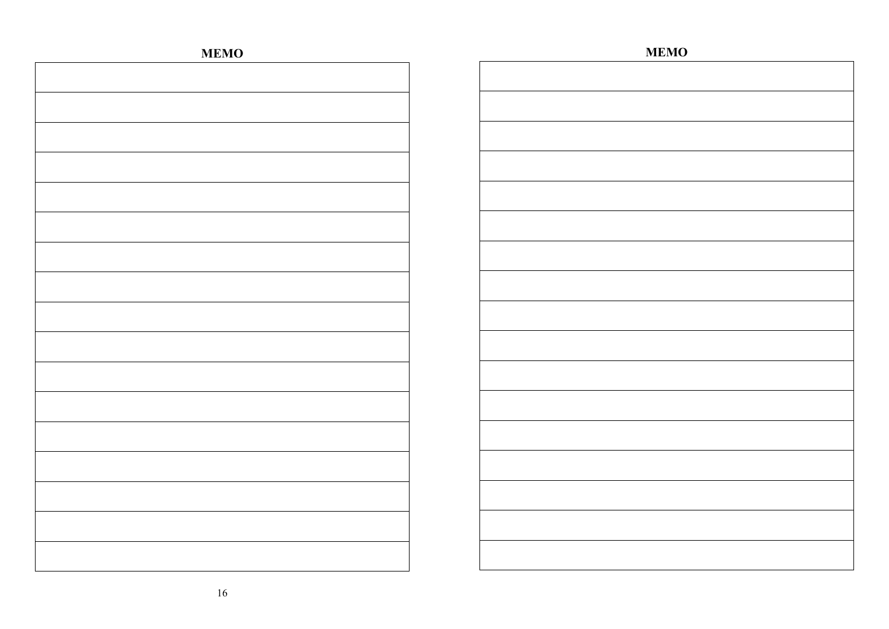**MEMO**

| |
|---|
| |
| |
| |
| |
| |
| |
| |
| |
| |
| |
| |
| |
| |
| |
| |
| |

**MEMO**

| |
|---|
| |
| |
| |
| |
| |
| |
| |
| |
| |
| |
| |
| |
| |
| |
| |
| |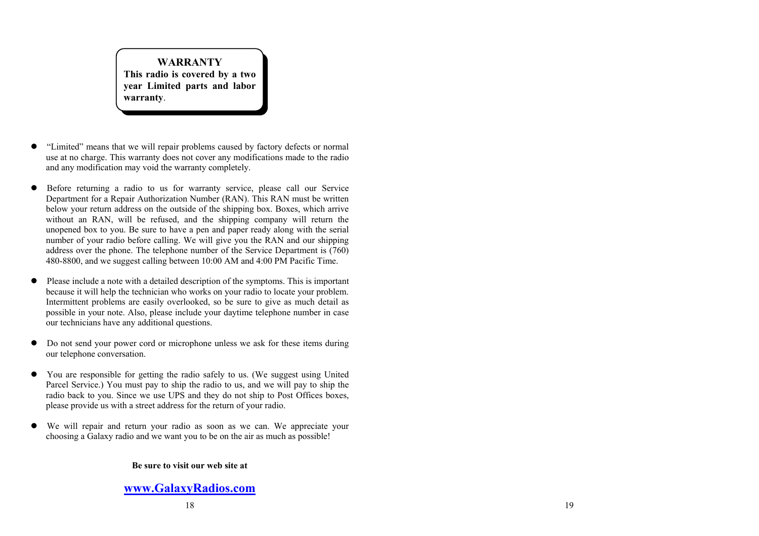**WARRANTY**

**This radio is covered by a two year Limited parts and labor warranty**.

- "Limited" means that we will repair problems caused by factory defects or normal use at no charge. This warranty does not cover any modifications made to the radio and any modification may void the warranty completely.
- Before returning a radio to us for warranty service, please call our Service Department for a Repair Authorization Number (RAN). This RAN must be written below your return address on the outside of the shipping box. Boxes, which arrive without an RAN, will be refused, and the shipping company will return the unopened box to you. Be sure to have a pen and paper ready along with the serial number of your radio before calling. We will give you the RAN and our shipping address over the phone. The telephone number of the Service Department is (760) 480-8800, and we suggest calling between 10:00 AM and 4:00 PM Pacific Time.
- Please include a note with a detailed description of the symptoms. This is important because it will help the technician who works on your radio to locate your problem. Intermittent problems are easily overlooked, so be sure to give as much detail as possible in your note. Also, please include your daytime telephone number in case our technicians have any additional questions.
- Do not send your power cord or microphone unless we ask for these items during our telephone conversation.
- You are responsible for getting the radio safely to us. (We suggest using United Parcel Service.) You must pay to ship the radio to us, and we will pay to ship the radio back to you. Since we use UPS and they do not ship to Post Offices boxes, please provide us with a street address for the return of your radio.
- We will repair and return your radio as soon as we can. We appreciate your choosing a Galaxy radio and we want you to be on the air as much as possible!

**Be sure to visit our web site at**

**www.GalaxyRadios.com**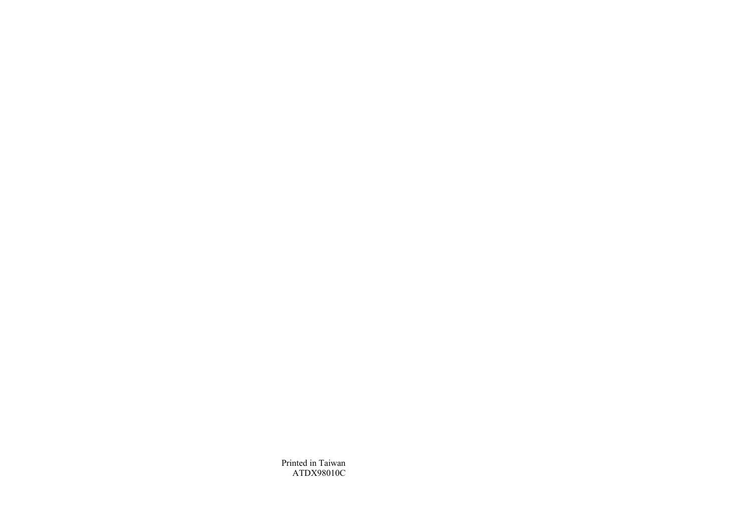Printed in Taiwan
ATDX98010C